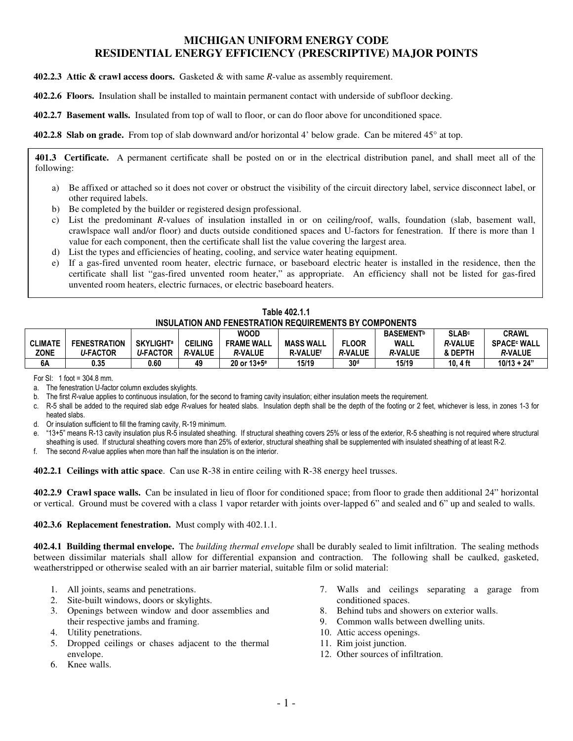# MICHIGAN UNIFORM ENERGY CODE
## RESIDENTIAL ENERGY EFFICIENCY (PRESCRIPTIVE) MAJOR POINTS

**402.2.3 Attic & crawl access doors.** Gasketed & with same *R*-value as assembly requirement.

**402.2.6 Floors.** Insulation shall be installed to maintain permanent contact with underside of subfloor decking.

**402.2.7 Basement walls.** Insulated from top of wall to floor, or can do floor above for unconditioned space.

**402.2.8 Slab on grade.** From top of slab downward and/or horizontal 4' below grade. Can be mitered 45° at top.

**401.3 Certificate.** A permanent certificate shall be posted on or in the electrical distribution panel, and shall meet all of the following:

a) Be affixed or attached so it does not cover or obstruct the visibility of the circuit directory label, service disconnect label, or other required labels.
b) Be completed by the builder or registered design professional.
c) List the predominant *R*-values of insulation installed in or on ceiling/roof, walls, foundation (slab, basement wall, crawlspace wall and/or floor) and ducts outside conditioned spaces and U-factors for fenestration. If there is more than 1 value for each component, then the certificate shall list the value covering the largest area.
d) List the types and efficiencies of heating, cooling, and service water heating equipment.
e) If a gas-fired unvented room heater, electric furnace, or baseboard electric heater is installed in the residence, then the certificate shall list "gas-fired unvented room heater," as appropriate. An efficiency shall not be listed for gas-fired unvented room heaters, electric furnaces, or electric baseboard heaters.

**Table 402.1.1**
**INSULATION AND FENESTRATION REQUIREMENTS BY COMPONENTS**

| CLIMATE ZONE | FENESTRATION *U*-FACTOR | SKYLIGHT[a] *U*-FACTOR | CEILING *R*-VALUE | WOOD FRAME WALL *R*-VALUE | MASS WALL R-VALUE[f] | FLOOR *R*-VALUE | BASEMENT[b] WALL *R*-VALUE | SLAB[c] *R*-VALUE & DEPTH | CRAWL SPACE[c] WALL *R*-VALUE |
|---|---|---|---|---|---|---|---|---|---|
| 6A | 0.35 | 0.60 | 49 | 20 or 13+5[e] | 15/19 | 30[d] | 15/19 | 10, 4 ft | 10/13 + 24" |

For SI: 1 foot = 304.8 mm.

a. The fenestration U-factor column excludes skylights.
b. The first *R*-value applies to continuous insulation, for the second to framing cavity insulation; either insulation meets the requirement.
c. R-5 shall be added to the required slab edge *R*-values for heated slabs. Insulation depth shall be the depth of the footing or 2 feet, whichever is less, in zones 1-3 for heated slabs.
d. Or insulation sufficient to fill the framing cavity, R-19 minimum.
e. "13+5" means R-13 cavity insulation plus R-5 insulated sheathing. If structural sheathing covers 25% or less of the exterior, R-5 sheathing is not required where structural sheathing is used. If structural sheathing covers more than 25% of exterior, structural sheathing shall be supplemented with insulated sheathing of at least R-2.
f. The second *R*-value applies when more than half the insulation is on the interior.

**402.2.1 Ceilings with attic space**. Can use R-38 in entire ceiling with R-38 energy heel trusses.

**402.2.9 Crawl space walls.** Can be insulated in lieu of floor for conditioned space; from floor to grade then additional 24" horizontal or vertical. Ground must be covered with a class 1 vapor retarder with joints over-lapped 6" and sealed and 6" up and sealed to walls.

**402.3.6 Replacement fenestration.** Must comply with 402.1.1.

**402.4.1 Building thermal envelope.** The *building thermal envelope* shall be durably sealed to limit infiltration. The sealing methods between dissimilar materials shall allow for differential expansion and contraction. The following shall be caulked, gasketed, weatherstripped or otherwise sealed with an air barrier material, suitable film or solid material:

1. All joints, seams and penetrations.
2. Site-built windows, doors or skylights.
3. Openings between window and door assemblies and their respective jambs and framing.
4. Utility penetrations.
5. Dropped ceilings or chases adjacent to the thermal envelope.
6. Knee walls.
7. Walls and ceilings separating a garage from conditioned spaces.
8. Behind tubs and showers on exterior walls.
9. Common walls between dwelling units.
10. Attic access openings.
11. Rim joist junction.
12. Other sources of infiltration.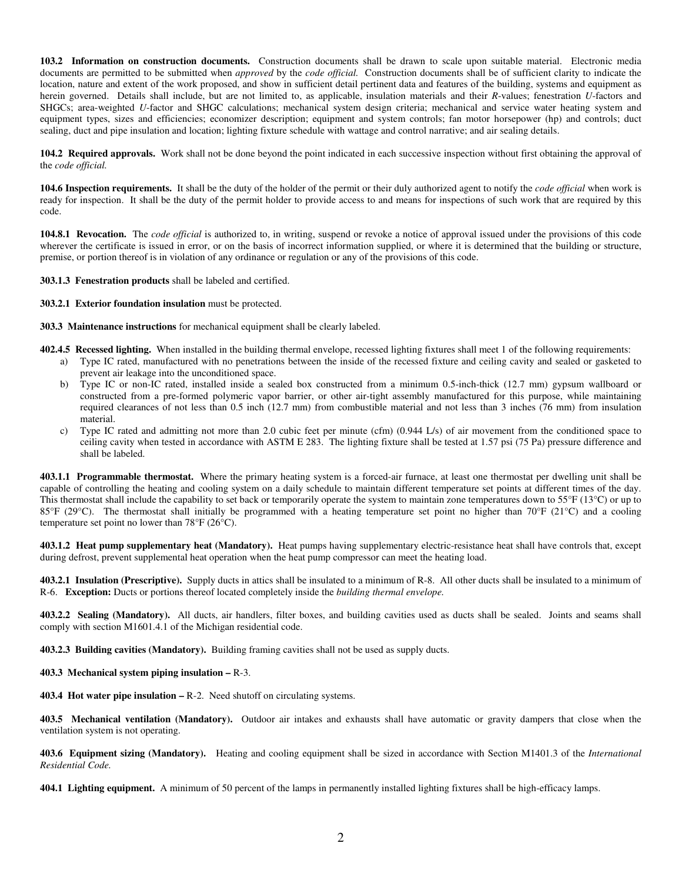**103.2 Information on construction documents.** Construction documents shall be drawn to scale upon suitable material. Electronic media documents are permitted to be submitted when *approved* by the *code official.* Construction documents shall be of sufficient clarity to indicate the location, nature and extent of the work proposed, and show in sufficient detail pertinent data and features of the building, systems and equipment as herein governed. Details shall include, but are not limited to, as applicable, insulation materials and their *R*-values; fenestration *U*-factors and SHGCs; area-weighted *U*-factor and SHGC calculations; mechanical system design criteria; mechanical and service water heating system and equipment types, sizes and efficiencies; economizer description; equipment and system controls; fan motor horsepower (hp) and controls; duct sealing, duct and pipe insulation and location; lighting fixture schedule with wattage and control narrative; and air sealing details.

**104.2 Required approvals.** Work shall not be done beyond the point indicated in each successive inspection without first obtaining the approval of the *code official.*

**104.6 Inspection requirements.** It shall be the duty of the holder of the permit or their duly authorized agent to notify the *code official* when work is ready for inspection. It shall be the duty of the permit holder to provide access to and means for inspections of such work that are required by this code.

**104.8.1 Revocation.** The *code official* is authorized to, in writing, suspend or revoke a notice of approval issued under the provisions of this code wherever the certificate is issued in error, or on the basis of incorrect information supplied, or where it is determined that the building or structure, premise, or portion thereof is in violation of any ordinance or regulation or any of the provisions of this code.

**303.1.3 Fenestration products** shall be labeled and certified.

**303.2.1 Exterior foundation insulation** must be protected.

**303.3 Maintenance instructions** for mechanical equipment shall be clearly labeled.

**402.4.5 Recessed lighting.** When installed in the building thermal envelope, recessed lighting fixtures shall meet 1 of the following requirements:

a) Type IC rated, manufactured with no penetrations between the inside of the recessed fixture and ceiling cavity and sealed or gasketed to prevent air leakage into the unconditioned space.
b) Type IC or non-IC rated, installed inside a sealed box constructed from a minimum 0.5-inch-thick (12.7 mm) gypsum wallboard or constructed from a pre-formed polymeric vapor barrier, or other air-tight assembly manufactured for this purpose, while maintaining required clearances of not less than 0.5 inch (12.7 mm) from combustible material and not less than 3 inches (76 mm) from insulation material.
c) Type IC rated and admitting not more than 2.0 cubic feet per minute (cfm) (0.944 L/s) of air movement from the conditioned space to ceiling cavity when tested in accordance with ASTM E 283. The lighting fixture shall be tested at 1.57 psi (75 Pa) pressure difference and shall be labeled.

**403.1.1 Programmable thermostat.** Where the primary heating system is a forced-air furnace, at least one thermostat per dwelling unit shall be capable of controlling the heating and cooling system on a daily schedule to maintain different temperature set points at different times of the day. This thermostat shall include the capability to set back or temporarily operate the system to maintain zone temperatures down to 55°F (13°C) or up to 85°F (29°C). The thermostat shall initially be programmed with a heating temperature set point no higher than 70°F (21°C) and a cooling temperature set point no lower than 78°F (26°C).

**403.1.2 Heat pump supplementary heat (Mandatory).** Heat pumps having supplementary electric-resistance heat shall have controls that, except during defrost, prevent supplemental heat operation when the heat pump compressor can meet the heating load.

**403.2.1 Insulation (Prescriptive).** Supply ducts in attics shall be insulated to a minimum of R-8. All other ducts shall be insulated to a minimum of R-6. **Exception:** Ducts or portions thereof located completely inside the *building thermal envelope.*

**403.2.2 Sealing (Mandatory).** All ducts, air handlers, filter boxes, and building cavities used as ducts shall be sealed. Joints and seams shall comply with section M1601.4.1 of the Michigan residential code.

**403.2.3 Building cavities (Mandatory).** Building framing cavities shall not be used as supply ducts.

**403.3 Mechanical system piping insulation –** R-3.

**403.4 Hot water pipe insulation –** R-2. Need shutoff on circulating systems.

**403.5 Mechanical ventilation (Mandatory).** Outdoor air intakes and exhausts shall have automatic or gravity dampers that close when the ventilation system is not operating.

**403.6 Equipment sizing (Mandatory).** Heating and cooling equipment shall be sized in accordance with Section M1401.3 of the *International Residential Code.*

**404.1 Lighting equipment.** A minimum of 50 percent of the lamps in permanently installed lighting fixtures shall be high-efficacy lamps.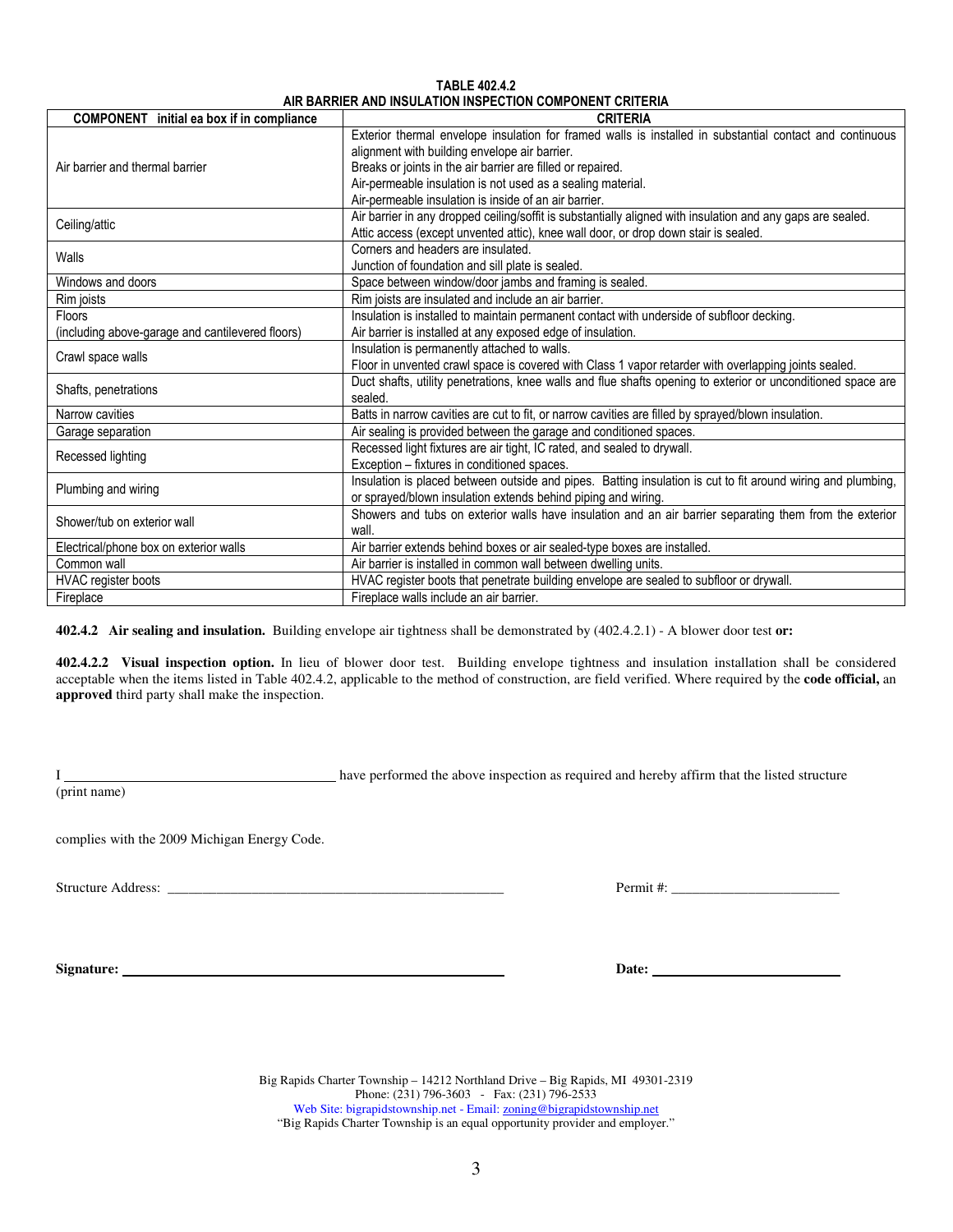**TABLE 402.4.2**
**AIR BARRIER AND INSULATION INSPECTION COMPONENT CRITERIA**

| COMPONENT initial ea box if in compliance | CRITERIA |
|---|---|
| Air barrier and thermal barrier | Exterior thermal envelope insulation for framed walls is installed in substantial contact and continuous alignment with building envelope air barrier.<br>Breaks or joints in the air barrier are filled or repaired.<br>Air-permeable insulation is not used as a sealing material.<br>Air-permeable insulation is inside of an air barrier. |
| Ceiling/attic | Air barrier in any dropped ceiling/soffit is substantially aligned with insulation and any gaps are sealed.<br>Attic access (except unvented attic), knee wall door, or drop down stair is sealed. |
| Walls | Corners and headers are insulated.<br>Junction of foundation and sill plate is sealed. |
| Windows and doors | Space between window/door jambs and framing is sealed. |
| Rim joists | Rim joists are insulated and include an air barrier. |
| Floors<br>(including above-garage and cantilevered floors) | Insulation is installed to maintain permanent contact with underside of subfloor decking.<br>Air barrier is installed at any exposed edge of insulation. |
| Crawl space walls | Insulation is permanently attached to walls.<br>Floor in unvented crawl space is covered with Class 1 vapor retarder with overlapping joints sealed. |
| Shafts, penetrations | Duct shafts, utility penetrations, knee walls and flue shafts opening to exterior or unconditioned space are sealed. |
| Narrow cavities | Batts in narrow cavities are cut to fit, or narrow cavities are filled by sprayed/blown insulation. |
| Garage separation | Air sealing is provided between the garage and conditioned spaces. |
| Recessed lighting | Recessed light fixtures are air tight, IC rated, and sealed to drywall.<br>Exception – fixtures in conditioned spaces. |
| Plumbing and wiring | Insulation is placed between outside and pipes. Batting insulation is cut to fit around wiring and plumbing, or sprayed/blown insulation extends behind piping and wiring. |
| Shower/tub on exterior wall | Showers and tubs on exterior walls have insulation and an air barrier separating them from the exterior wall. |
| Electrical/phone box on exterior walls | Air barrier extends behind boxes or air sealed-type boxes are installed. |
| Common wall | Air barrier is installed in common wall between dwelling units. |
| HVAC register boots | HVAC register boots that penetrate building envelope are sealed to subfloor or drywall. |
| Fireplace | Fireplace walls include an air barrier. |

**402.4.2 Air sealing and insulation.** Building envelope air tightness shall be demonstrated by (402.4.2.1) - A blower door test **or:**

**402.4.2.2 Visual inspection option.** In lieu of blower door test. Building envelope tightness and insulation installation shall be considered acceptable when the items listed in Table 402.4.2, applicable to the method of construction, are field verified. Where required by the **code official,** an **approved** third party shall make the inspection.

I ______________________________ have performed the above inspection as required and hereby affirm that the listed structure
(print name)

complies with the 2009 Michigan Energy Code.

Structure Address: ______________________________ Permit #: ____________________

**Signature:** ______________________________ **Date:** ____________________

Big Rapids Charter Township – 14212 Northland Drive – Big Rapids, MI 49301-2319
Phone: (231) 796-3603 - Fax: (231) 796-2533
Web Site: bigrapidstownship.net - Email: zoning@bigrapidstownship.net
"Big Rapids Charter Township is an equal opportunity provider and employer."